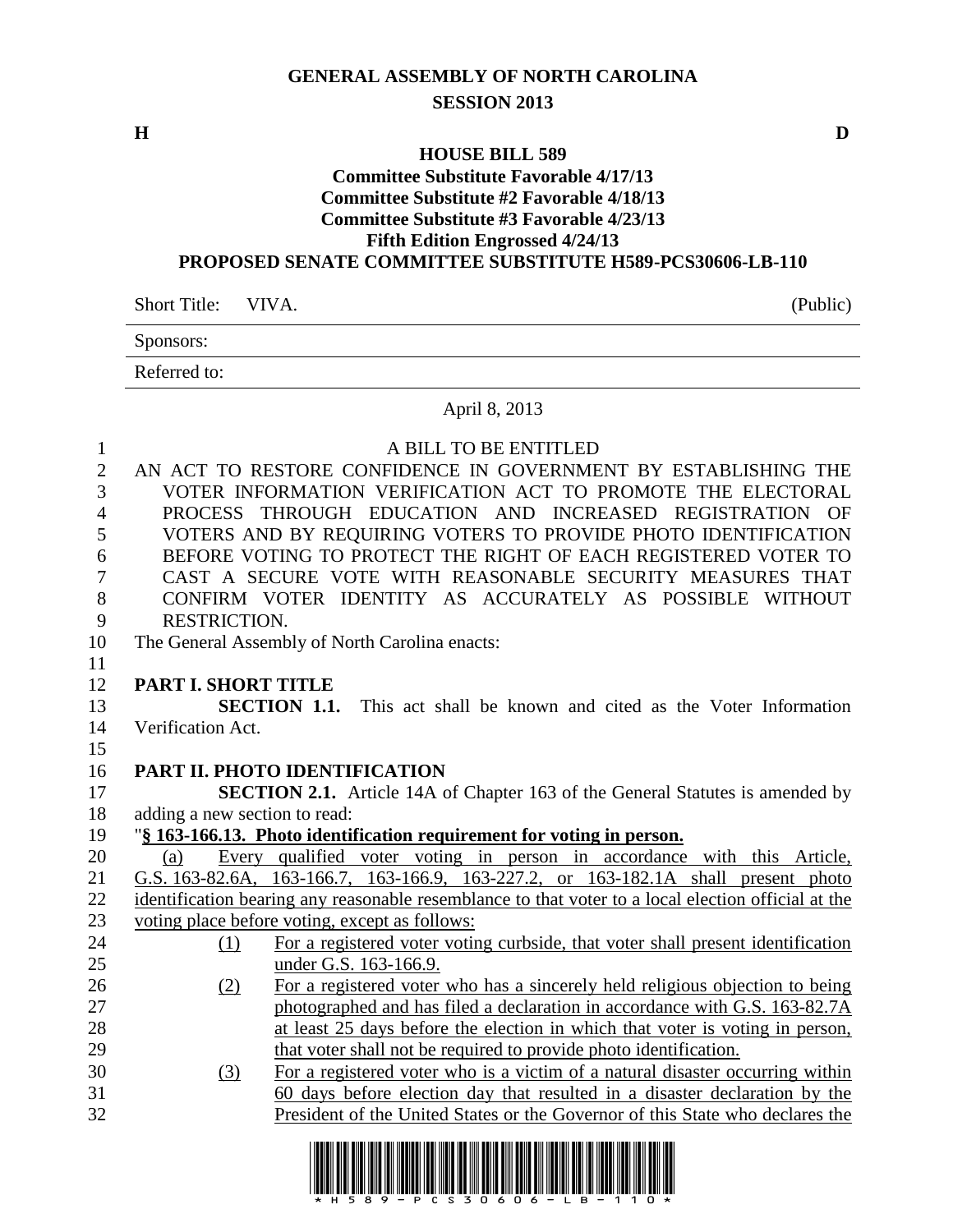# GENERAL ASSEMBLY OF NORTH CAROLINA
## SESSION 2013

**H** **D**

**HOUSE BILL 589**
**Committee Substitute Favorable 4/17/13**
**Committee Substitute #2 Favorable 4/18/13**
**Committee Substitute #3 Favorable 4/23/13**
**Fifth Edition Engrossed 4/24/13**
**PROPOSED SENATE COMMITTEE SUBSTITUTE H589-PCS30606-LB-110**

Short Title: VIVA. (Public)

Sponsors:

Referred to:

April 8, 2013

A BILL TO BE ENTITLED

AN ACT TO RESTORE CONFIDENCE IN GOVERNMENT BY ESTABLISHING THE VOTER INFORMATION VERIFICATION ACT TO PROMOTE THE ELECTORAL PROCESS THROUGH EDUCATION AND INCREASED REGISTRATION OF VOTERS AND BY REQUIRING VOTERS TO PROVIDE PHOTO IDENTIFICATION BEFORE VOTING TO PROTECT THE RIGHT OF EACH REGISTERED VOTER TO CAST A SECURE VOTE WITH REASONABLE SECURITY MEASURES THAT CONFIRM VOTER IDENTITY AS ACCURATELY AS POSSIBLE WITHOUT RESTRICTION.

The General Assembly of North Carolina enacts:

**PART I. SHORT TITLE**

**SECTION 1.1.** This act shall be known and cited as the Voter Information Verification Act.

**PART II. PHOTO IDENTIFICATION**

**SECTION 2.1.** Article 14A of Chapter 163 of the General Statutes is amended by adding a new section to read:

"**§ 163-166.13. Photo identification requirement for voting in person.**

(a) Every qualified voter voting in person in accordance with this Article, G.S. 163-82.6A, 163-166.7, 163-166.9, 163-227.2, or 163-182.1A shall present photo identification bearing any reasonable resemblance to that voter to a local election official at the voting place before voting, except as follows:

(1) For a registered voter voting curbside, that voter shall present identification under G.S. 163-166.9.

(2) For a registered voter who has a sincerely held religious objection to being photographed and has filed a declaration in accordance with G.S. 163-82.7A at least 25 days before the election in which that voter is voting in person, that voter shall not be required to provide photo identification.

(3) For a registered voter who is a victim of a natural disaster occurring within 60 days before election day that resulted in a disaster declaration by the President of the United States or the Governor of this State who declares the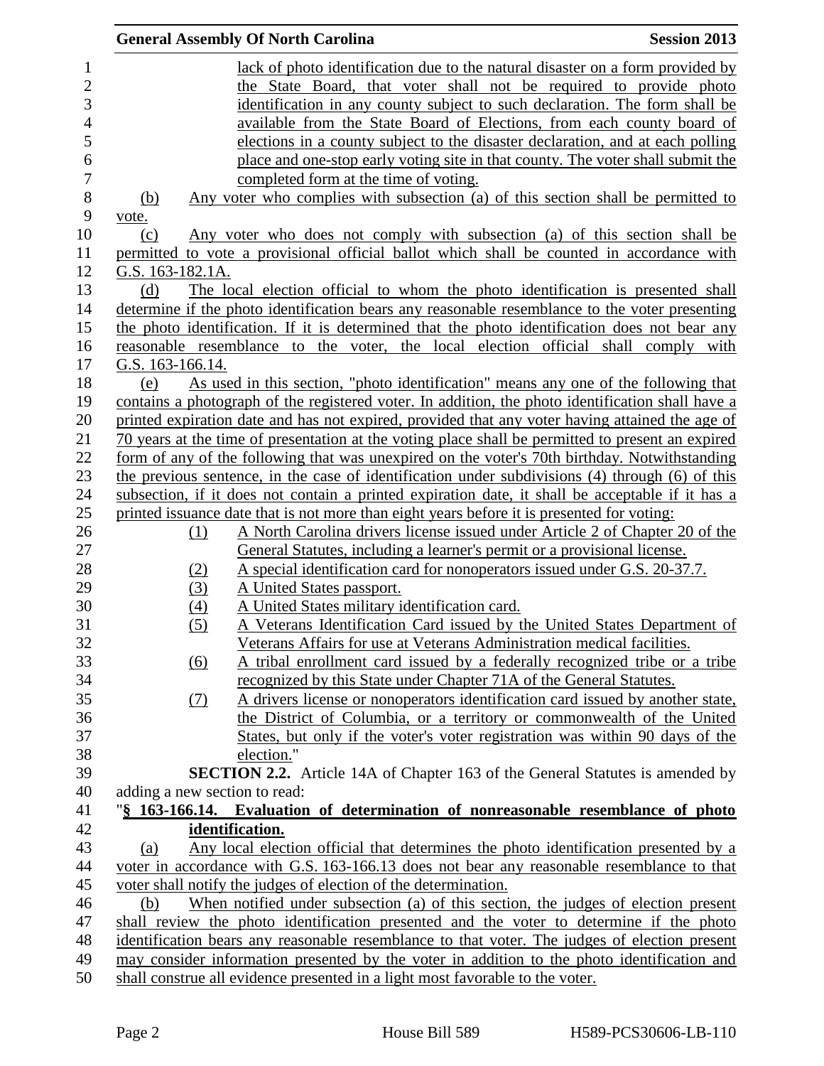lack of photo identification due to the natural disaster on a form provided by the State Board, that voter shall not be required to provide photo identification in any county subject to such declaration. The form shall be available from the State Board of Elections, from each county board of elections in a county subject to the disaster declaration, and at each polling place and one-stop early voting site in that county. The voter shall submit the completed form at the time of voting.

(b) Any voter who complies with subsection (a) of this section shall be permitted to vote.

(c) Any voter who does not comply with subsection (a) of this section shall be permitted to vote a provisional official ballot which shall be counted in accordance with G.S. 163-182.1A.

(d) The local election official to whom the photo identification is presented shall determine if the photo identification bears any reasonable resemblance to the voter presenting the photo identification. If it is determined that the photo identification does not bear any reasonable resemblance to the voter, the local election official shall comply with G.S. 163-166.14.

(e) As used in this section, "photo identification" means any one of the following that contains a photograph of the registered voter. In addition, the photo identification shall have a printed expiration date and has not expired, provided that any voter having attained the age of 70 years at the time of presentation at the voting place shall be permitted to present an expired form of any of the following that was unexpired on the voter's 70th birthday. Notwithstanding the previous sentence, in the case of identification under subdivisions (4) through (6) of this subsection, if it does not contain a printed expiration date, it shall be acceptable if it has a printed issuance date that is not more than eight years before it is presented for voting:

(1) A North Carolina drivers license issued under Article 2 of Chapter 20 of the General Statutes, including a learner's permit or a provisional license.
(2) A special identification card for nonoperators issued under G.S. 20-37.7.
(3) A United States passport.
(4) A United States military identification card.
(5) A Veterans Identification Card issued by the United States Department of Veterans Affairs for use at Veterans Administration medical facilities.
(6) A tribal enrollment card issued by a federally recognized tribe or a tribe recognized by this State under Chapter 71A of the General Statutes.
(7) A drivers license or nonoperators identification card issued by another state, the District of Columbia, or a territory or commonwealth of the United States, but only if the voter's voter registration was within 90 days of the election."

**SECTION 2.2.** Article 14A of Chapter 163 of the General Statutes is amended by adding a new section to read:

"**§ 163-166.14. Evaluation of determination of nonreasonable resemblance of photo identification.**

(a) Any local election official that determines the photo identification presented by a voter in accordance with G.S. 163-166.13 does not bear any reasonable resemblance to that voter shall notify the judges of election of the determination.

(b) When notified under subsection (a) of this section, the judges of election present shall review the photo identification presented and the voter to determine if the photo identification bears any reasonable resemblance to that voter. The judges of election present may consider information presented by the voter in addition to the photo identification and shall construe all evidence presented in a light most favorable to the voter.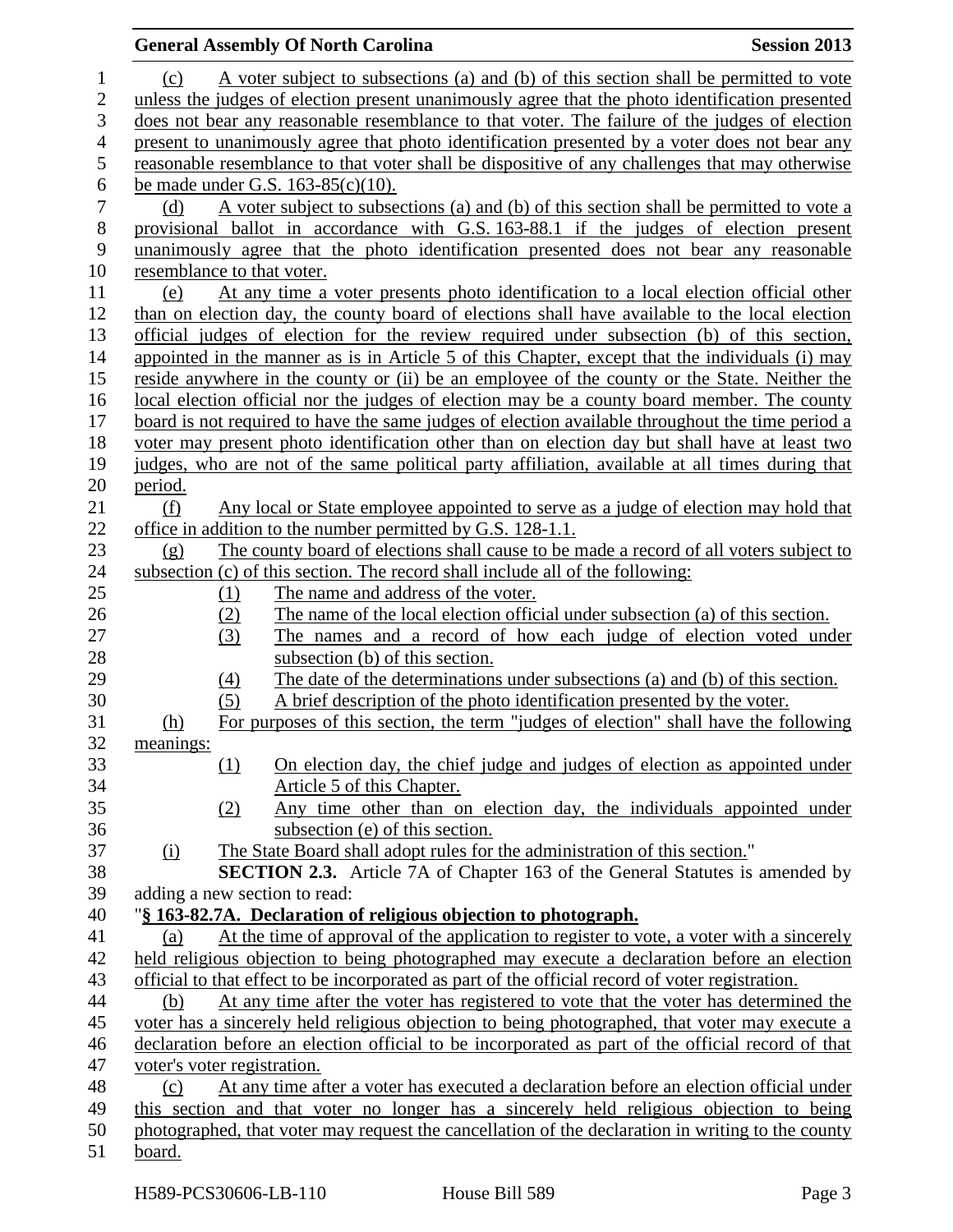(c) A voter subject to subsections (a) and (b) of this section shall be permitted to vote unless the judges of election present unanimously agree that the photo identification presented does not bear any reasonable resemblance to that voter. The failure of the judges of election present to unanimously agree that photo identification presented by a voter does not bear any reasonable resemblance to that voter shall be dispositive of any challenges that may otherwise be made under G.S. 163-85(c)(10).

(d) A voter subject to subsections (a) and (b) of this section shall be permitted to vote a provisional ballot in accordance with G.S. 163-88.1 if the judges of election present unanimously agree that the photo identification presented does not bear any reasonable resemblance to that voter.

(e) At any time a voter presents photo identification to a local election official other than on election day, the county board of elections shall have available to the local election official judges of election for the review required under subsection (b) of this section, appointed in the manner as is in Article 5 of this Chapter, except that the individuals (i) may reside anywhere in the county or (ii) be an employee of the county or the State. Neither the local election official nor the judges of election may be a county board member. The county board is not required to have the same judges of election available throughout the time period a voter may present photo identification other than on election day but shall have at least two judges, who are not of the same political party affiliation, available at all times during that period.

(f) Any local or State employee appointed to serve as a judge of election may hold that office in addition to the number permitted by G.S. 128-1.1.

(g) The county board of elections shall cause to be made a record of all voters subject to subsection (c) of this section. The record shall include all of the following:

(1) The name and address of the voter.
(2) The name of the local election official under subsection (a) of this section.
(3) The names and a record of how each judge of election voted under subsection (b) of this section.
(4) The date of the determinations under subsections (a) and (b) of this section.
(5) A brief description of the photo identification presented by the voter.

(h) For purposes of this section, the term "judges of election" shall have the following meanings:

(1) On election day, the chief judge and judges of election as appointed under Article 5 of this Chapter.
(2) Any time other than on election day, the individuals appointed under subsection (e) of this section.

(i) The State Board shall adopt rules for the administration of this section."

**SECTION 2.3.** Article 7A of Chapter 163 of the General Statutes is amended by adding a new section to read:

"**§ 163-82.7A. Declaration of religious objection to photograph.**

(a) At the time of approval of the application to register to vote, a voter with a sincerely held religious objection to being photographed may execute a declaration before an election official to that effect to be incorporated as part of the official record of voter registration.

(b) At any time after the voter has registered to vote that the voter has determined the voter has a sincerely held religious objection to being photographed, that voter may execute a declaration before an election official to be incorporated as part of the official record of that voter's voter registration.

(c) At any time after a voter has executed a declaration before an election official under this section and that voter no longer has a sincerely held religious objection to being photographed, that voter may request the cancellation of the declaration in writing to the county board.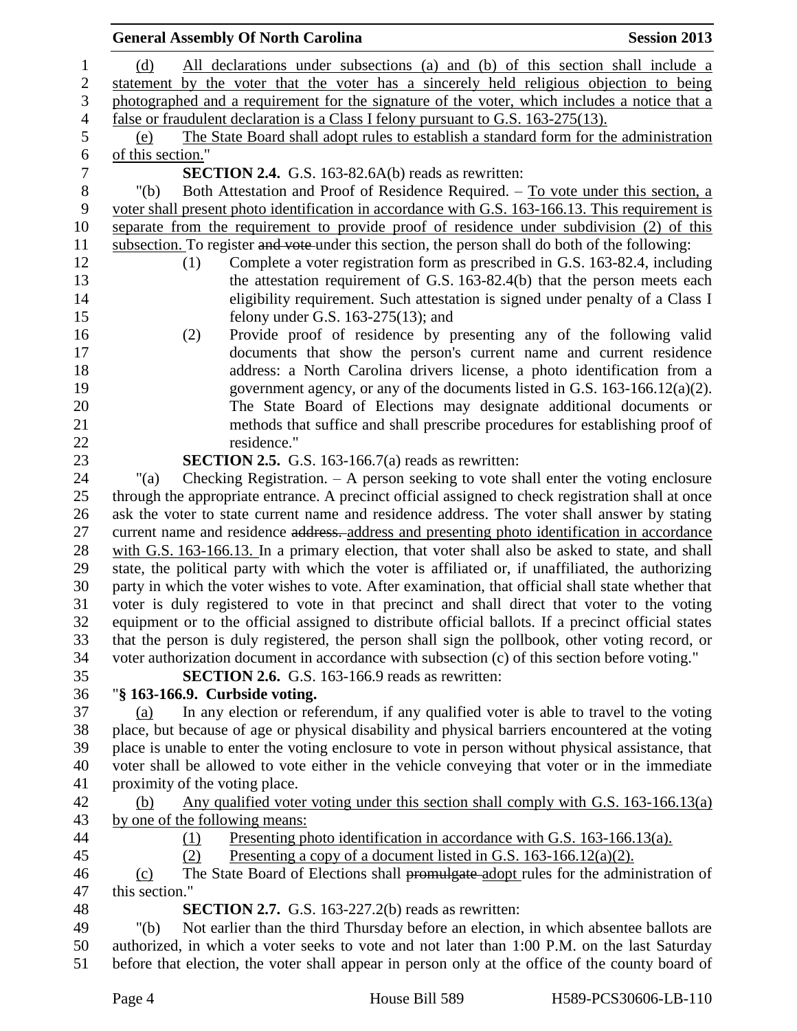(d) All declarations under subsections (a) and (b) of this section shall include a statement by the voter that the voter has a sincerely held religious objection to being photographed and a requirement for the signature of the voter, which includes a notice that a false or fraudulent declaration is a Class I felony pursuant to G.S. 163-275(13).

(e) The State Board shall adopt rules to establish a standard form for the administration of this section."

**SECTION 2.4.** G.S. 163-82.6A(b) reads as rewritten:

"(b) Both Attestation and Proof of Residence Required. – To vote under this section, a voter shall present photo identification in accordance with G.S. 163-166.13. This requirement is separate from the requirement to provide proof of residence under subdivision (2) of this subsection. To register ~~and vote~~ under this section, the person shall do both of the following:

(1) Complete a voter registration form as prescribed in G.S. 163-82.4, including the attestation requirement of G.S. 163-82.4(b) that the person meets each eligibility requirement. Such attestation is signed under penalty of a Class I felony under G.S. 163-275(13); and

(2) Provide proof of residence by presenting any of the following valid documents that show the person's current name and current residence address: a North Carolina drivers license, a photo identification from a government agency, or any of the documents listed in G.S. 163-166.12(a)(2). The State Board of Elections may designate additional documents or methods that suffice and shall prescribe procedures for establishing proof of residence."

**SECTION 2.5.** G.S. 163-166.7(a) reads as rewritten:

"(a) Checking Registration. – A person seeking to vote shall enter the voting enclosure through the appropriate entrance. A precinct official assigned to check registration shall at once ask the voter to state current name and residence address. The voter shall answer by stating current name and residence ~~address.~~ address and presenting photo identification in accordance with G.S. 163-166.13. In a primary election, that voter shall also be asked to state, and shall state, the political party with which the voter is affiliated or, if unaffiliated, the authorizing party in which the voter wishes to vote. After examination, that official shall state whether that voter is duly registered to vote in that precinct and shall direct that voter to the voting equipment or to the official assigned to distribute official ballots. If a precinct official states that the person is duly registered, the person shall sign the pollbook, other voting record, or voter authorization document in accordance with subsection (c) of this section before voting."

**SECTION 2.6.** G.S. 163-166.9 reads as rewritten:

"**§ 163-166.9. Curbside voting.**

(a) In any election or referendum, if any qualified voter is able to travel to the voting place, but because of age or physical disability and physical barriers encountered at the voting place is unable to enter the voting enclosure to vote in person without physical assistance, that voter shall be allowed to vote either in the vehicle conveying that voter or in the immediate proximity of the voting place.

(b) Any qualified voter voting under this section shall comply with G.S. 163-166.13(a) by one of the following means:

(1) Presenting photo identification in accordance with G.S. 163-166.13(a).

(2) Presenting a copy of a document listed in G.S. 163-166.12(a)(2).

(c) The State Board of Elections shall ~~promulgate~~ adopt rules for the administration of this section."

**SECTION 2.7.** G.S. 163-227.2(b) reads as rewritten:

"(b) Not earlier than the third Thursday before an election, in which absentee ballots are authorized, in which a voter seeks to vote and not later than 1:00 P.M. on the last Saturday before that election, the voter shall appear in person only at the office of the county board of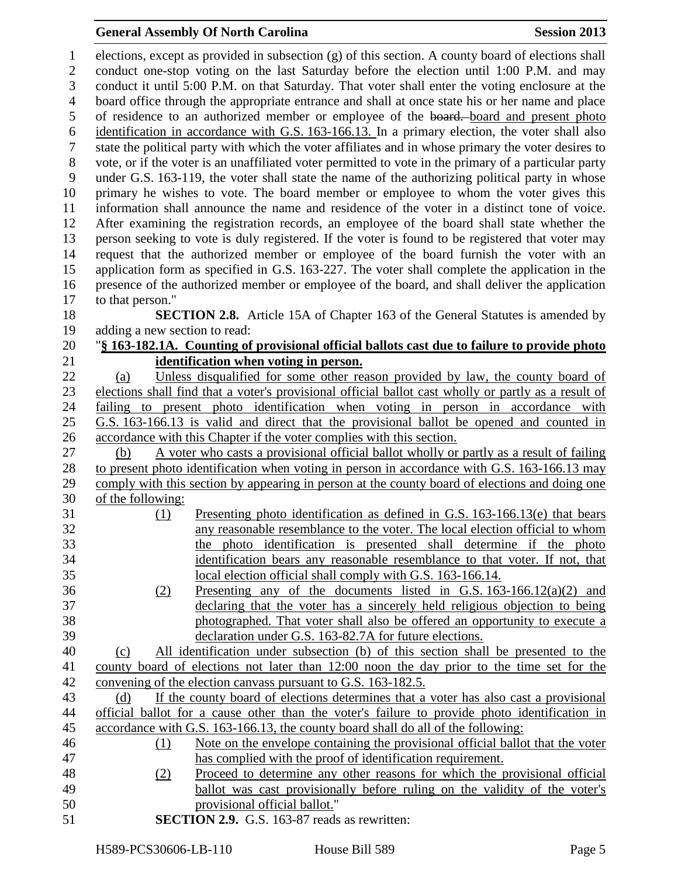elections, except as provided in subsection (g) of this section. A county board of elections shall conduct one-stop voting on the last Saturday before the election until 1:00 P.M. and may conduct it until 5:00 P.M. on that Saturday. That voter shall enter the voting enclosure at the board office through the appropriate entrance and shall at once state his or her name and place of residence to an authorized member or employee of the ~~board.~~ board and present photo identification in accordance with G.S. 163-166.13. In a primary election, the voter shall also state the political party with which the voter affiliates and in whose primary the voter desires to vote, or if the voter is an unaffiliated voter permitted to vote in the primary of a particular party under G.S. 163-119, the voter shall state the name of the authorizing political party in whose primary he wishes to vote. The board member or employee to whom the voter gives this information shall announce the name and residence of the voter in a distinct tone of voice. After examining the registration records, an employee of the board shall state whether the person seeking to vote is duly registered. If the voter is found to be registered that voter may request that the authorized member or employee of the board furnish the voter with an application form as specified in G.S. 163-227. The voter shall complete the application in the presence of the authorized member or employee of the board, and shall deliver the application to that person."

**SECTION 2.8.** Article 15A of Chapter 163 of the General Statutes is amended by adding a new section to read:

"**§ 163-182.1A. Counting of provisional official ballots cast due to failure to provide photo identification when voting in person.**

(a) Unless disqualified for some other reason provided by law, the county board of elections shall find that a voter's provisional official ballot cast wholly or partly as a result of failing to present photo identification when voting in person in accordance with G.S. 163-166.13 is valid and direct that the provisional ballot be opened and counted in accordance with this Chapter if the voter complies with this section.

(b) A voter who casts a provisional official ballot wholly or partly as a result of failing to present photo identification when voting in person in accordance with G.S. 163-166.13 may comply with this section by appearing in person at the county board of elections and doing one of the following:

(1) Presenting photo identification as defined in G.S. 163-166.13(e) that bears any reasonable resemblance to the voter. The local election official to whom the photo identification is presented shall determine if the photo identification bears any reasonable resemblance to that voter. If not, that local election official shall comply with G.S. 163-166.14.

(2) Presenting any of the documents listed in G.S. 163-166.12(a)(2) and declaring that the voter has a sincerely held religious objection to being photographed. That voter shall also be offered an opportunity to execute a declaration under G.S. 163-82.7A for future elections.

(c) All identification under subsection (b) of this section shall be presented to the county board of elections not later than 12:00 noon the day prior to the time set for the convening of the election canvass pursuant to G.S. 163-182.5.

(d) If the county board of elections determines that a voter has also cast a provisional official ballot for a cause other than the voter's failure to provide photo identification in accordance with G.S. 163-166.13, the county board shall do all of the following:

(1) Note on the envelope containing the provisional official ballot that the voter has complied with the proof of identification requirement.

(2) Proceed to determine any other reasons for which the provisional official ballot was cast provisionally before ruling on the validity of the voter's provisional official ballot."

**SECTION 2.9.** G.S. 163-87 reads as rewritten: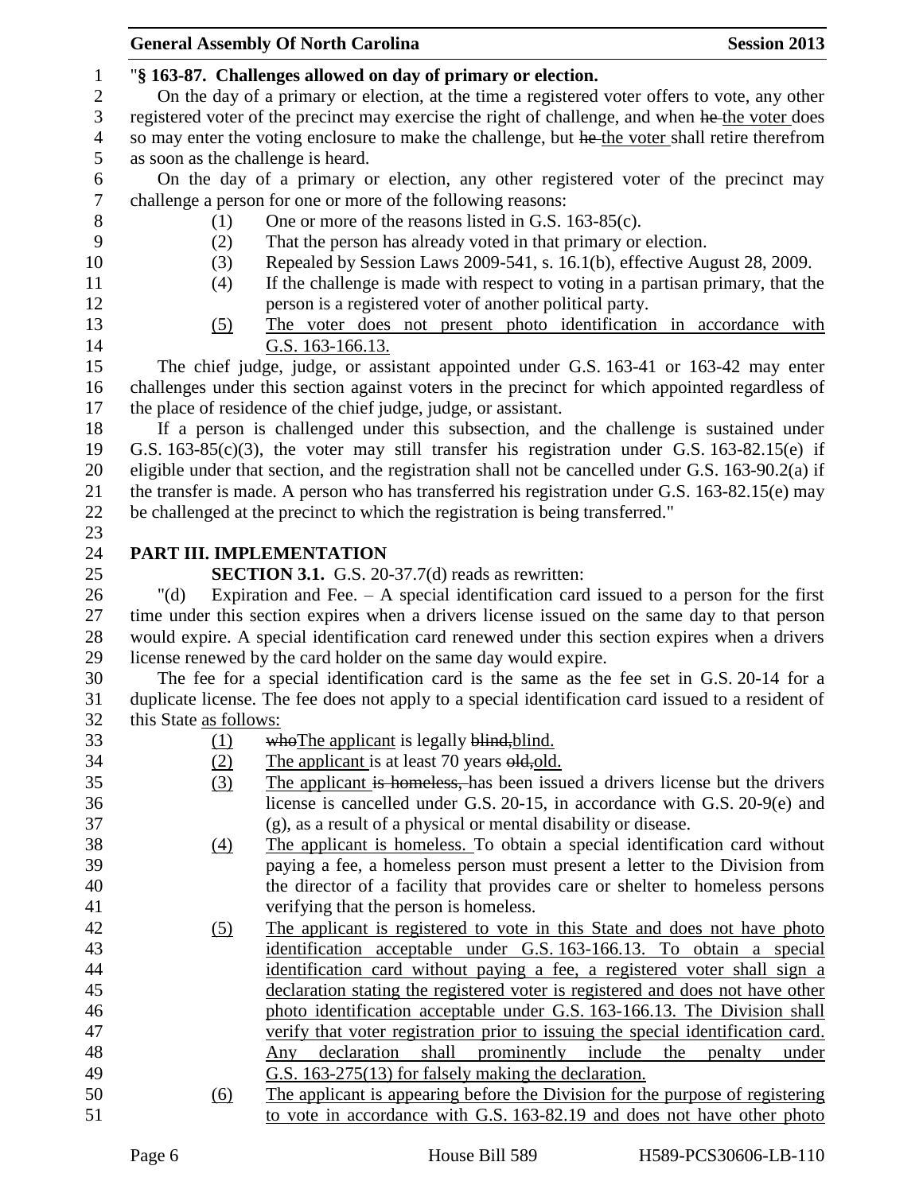"**§ 163-87. Challenges allowed on day of primary or election.**

On the day of a primary or election, at the time a registered voter offers to vote, any other registered voter of the precinct may exercise the right of challenge, and when he the voter does so may enter the voting enclosure to make the challenge, but he the voter shall retire therefrom as soon as the challenge is heard.

On the day of a primary or election, any other registered voter of the precinct may challenge a person for one or more of the following reasons:

(1) One or more of the reasons listed in G.S. 163-85(c).

(2) That the person has already voted in that primary or election.

(3) Repealed by Session Laws 2009-541, s. 16.1(b), effective August 28, 2009.

(4) If the challenge is made with respect to voting in a partisan primary, that the person is a registered voter of another political party.

(5) The voter does not present photo identification in accordance with G.S. 163-166.13.

The chief judge, judge, or assistant appointed under G.S. 163-41 or 163-42 may enter challenges under this section against voters in the precinct for which appointed regardless of the place of residence of the chief judge, judge, or assistant.

If a person is challenged under this subsection, and the challenge is sustained under G.S. 163-85(c)(3), the voter may still transfer his registration under G.S. 163-82.15(e) if eligible under that section, and the registration shall not be cancelled under G.S. 163-90.2(a) if the transfer is made. A person who has transferred his registration under G.S. 163-82.15(e) may be challenged at the precinct to which the registration is being transferred."

## PART III. IMPLEMENTATION

**SECTION 3.1.** G.S. 20-37.7(d) reads as rewritten:

"(d) Expiration and Fee. – A special identification card issued to a person for the first time under this section expires when a drivers license issued on the same day to that person would expire. A special identification card renewed under this section expires when a drivers license renewed by the card holder on the same day would expire.

The fee for a special identification card is the same as the fee set in G.S. 20-14 for a duplicate license. The fee does not apply to a special identification card issued to a resident of this State as follows:

(1) whoThe applicant is legally blind,blind.

(2) The applicant is at least 70 years old,old.

(3) The applicant is homeless, has been issued a drivers license but the drivers license is cancelled under G.S. 20-15, in accordance with G.S. 20-9(e) and (g), as a result of a physical or mental disability or disease.

(4) The applicant is homeless. To obtain a special identification card without paying a fee, a homeless person must present a letter to the Division from the director of a facility that provides care or shelter to homeless persons verifying that the person is homeless.

(5) The applicant is registered to vote in this State and does not have photo identification acceptable under G.S. 163-166.13. To obtain a special identification card without paying a fee, a registered voter shall sign a declaration stating the registered voter is registered and does not have other photo identification acceptable under G.S. 163-166.13. The Division shall verify that voter registration prior to issuing the special identification card. Any declaration shall prominently include the penalty under G.S. 163-275(13) for falsely making the declaration.

(6) The applicant is appearing before the Division for the purpose of registering to vote in accordance with G.S. 163-82.19 and does not have other photo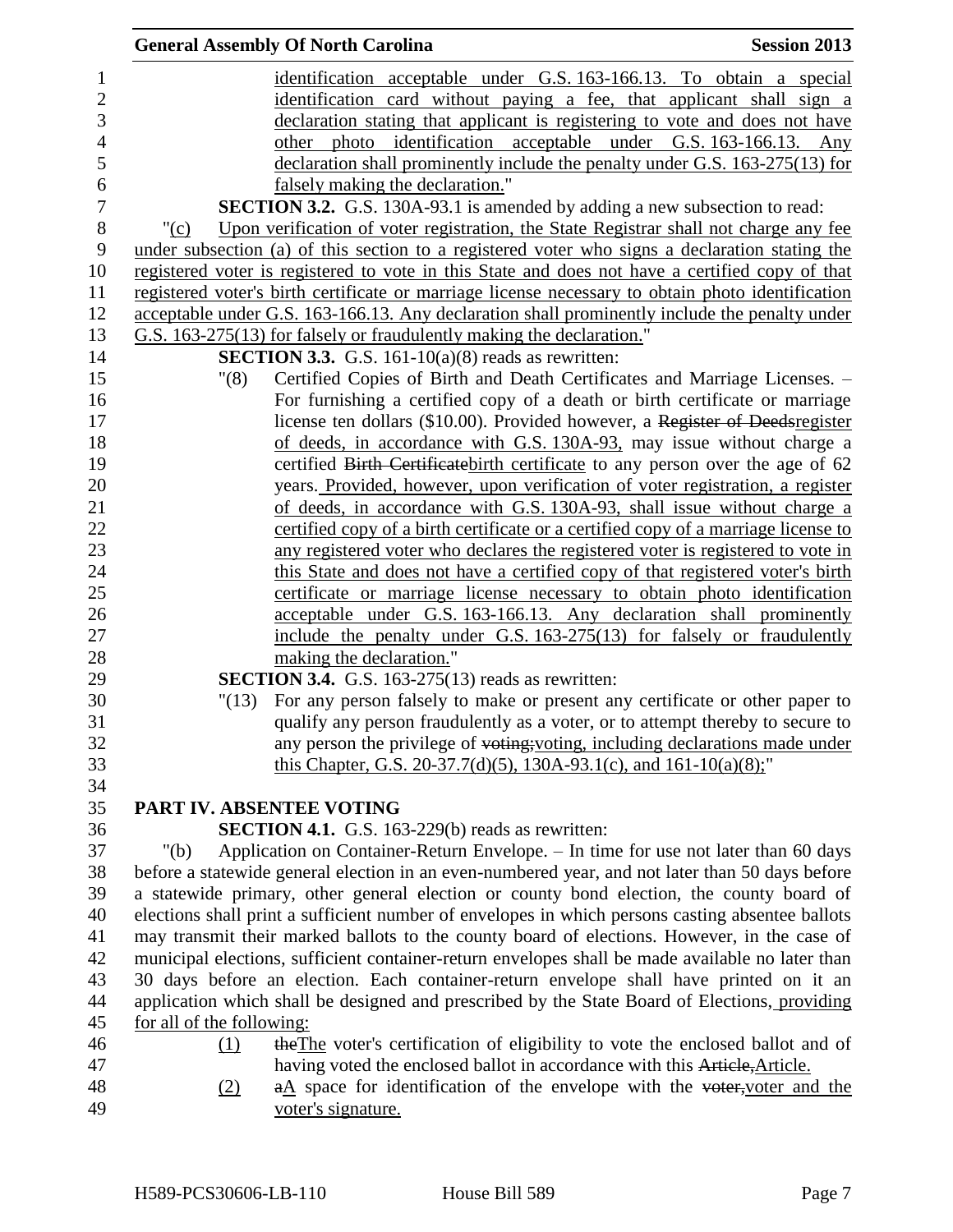identification acceptable under G.S. 163-166.13. To obtain a special identification card without paying a fee, that applicant shall sign a declaration stating that applicant is registering to vote and does not have other photo identification acceptable under G.S. 163-166.13. Any declaration shall prominently include the penalty under G.S. 163-275(13) for falsely making the declaration."

**SECTION 3.2.** G.S. 130A-93.1 is amended by adding a new subsection to read:

"(c) Upon verification of voter registration, the State Registrar shall not charge any fee under subsection (a) of this section to a registered voter who signs a declaration stating the registered voter is registered to vote in this State and does not have a certified copy of that registered voter's birth certificate or marriage license necessary to obtain photo identification acceptable under G.S. 163-166.13. Any declaration shall prominently include the penalty under G.S. 163-275(13) for falsely or fraudulently making the declaration."

**SECTION 3.3.** G.S. 161-10(a)(8) reads as rewritten:

"(8) Certified Copies of Birth and Death Certificates and Marriage Licenses. – For furnishing a certified copy of a death or birth certificate or marriage license ten dollars ($10.00). Provided however, a ~~Register of Deeds~~register of deeds, in accordance with G.S. 130A-93, may issue without charge a certified ~~Birth Certificate~~birth certificate to any person over the age of 62 years. Provided, however, upon verification of voter registration, a register of deeds, in accordance with G.S. 130A-93, shall issue without charge a certified copy of a birth certificate or a certified copy of a marriage license to any registered voter who declares the registered voter is registered to vote in this State and does not have a certified copy of that registered voter's birth certificate or marriage license necessary to obtain photo identification acceptable under G.S. 163-166.13. Any declaration shall prominently include the penalty under G.S. 163-275(13) for falsely or fraudulently making the declaration."

**SECTION 3.4.** G.S. 163-275(13) reads as rewritten:

"(13) For any person falsely to make or present any certificate or other paper to qualify any person fraudulently as a voter, or to attempt thereby to secure to any person the privilege of ~~voting;~~voting, including declarations made under this Chapter, G.S. 20-37.7(d)(5), 130A-93.1(c), and 161-10(a)(8);"

**PART IV. ABSENTEE VOTING**

**SECTION 4.1.** G.S. 163-229(b) reads as rewritten:

"(b) Application on Container-Return Envelope. – In time for use not later than 60 days before a statewide general election in an even-numbered year, and not later than 50 days before a statewide primary, other general election or county bond election, the county board of elections shall print a sufficient number of envelopes in which persons casting absentee ballots may transmit their marked ballots to the county board of elections. However, in the case of municipal elections, sufficient container-return envelopes shall be made available no later than 30 days before an election. Each container-return envelope shall have printed on it an application which shall be designed and prescribed by the State Board of Elections, providing for all of the following:

(1) ~~the~~The voter's certification of eligibility to vote the enclosed ballot and of having voted the enclosed ballot in accordance with this ~~Article,~~Article.

(2) ~~a~~A space for identification of the envelope with the ~~voter,~~voter and the voter's signature.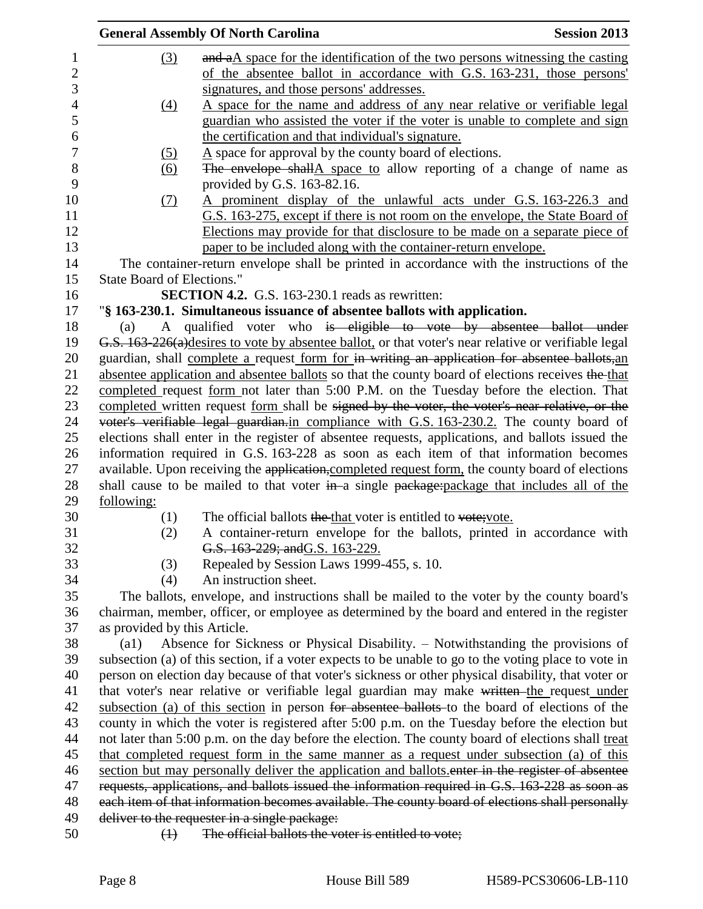(3) ~~and a~~A space for the identification of the two persons witnessing the casting of the absentee ballot in accordance with G.S. 163-231, those persons' signatures, and those persons' addresses.

(4) A space for the name and address of any near relative or verifiable legal guardian who assisted the voter if the voter is unable to complete and sign the certification and that individual's signature.

(5) A space for approval by the county board of elections.

(6) ~~The envelope shall~~A space to allow reporting of a change of name as provided by G.S. 163-82.16.

(7) A prominent display of the unlawful acts under G.S. 163-226.3 and G.S. 163-275, except if there is not room on the envelope, the State Board of Elections may provide for that disclosure to be made on a separate piece of paper to be included along with the container-return envelope.

The container-return envelope shall be printed in accordance with the instructions of the State Board of Elections."

**SECTION 4.2.** G.S. 163-230.1 reads as rewritten:

"**§ 163-230.1. Simultaneous issuance of absentee ballots with application.**

(a) A qualified voter who ~~is eligible to vote by absentee ballot under G.S. 163-226(a)~~desires to vote by absentee ballot, or that voter's near relative or verifiable legal guardian, shall complete a request form for ~~in writing an application for absentee ballots,~~an absentee application and absentee ballots so that the county board of elections receives ~~the~~ that completed request form not later than 5:00 P.M. on the Tuesday before the election. That completed written request form shall be ~~signed by the voter, the voter's near relative, or the voter's verifiable legal guardian.~~in compliance with G.S. 163-230.2. The county board of elections shall enter in the register of absentee requests, applications, and ballots issued the information required in G.S. 163-228 as soon as each item of that information becomes available. Upon receiving the ~~application,~~completed request form, the county board of elections shall cause to be mailed to that voter ~~in~~ a single ~~package:~~package that includes all of the following:

(1) The official ballots ~~the~~ that voter is entitled to ~~vote;~~vote.

(2) A container-return envelope for the ballots, printed in accordance with ~~G.S. 163-229; and~~G.S. 163-229.

(3) Repealed by Session Laws 1999-455, s. 10.

(4) An instruction sheet.

The ballots, envelope, and instructions shall be mailed to the voter by the county board's chairman, member, officer, or employee as determined by the board and entered in the register as provided by this Article.

(a1) Absence for Sickness or Physical Disability. – Notwithstanding the provisions of subsection (a) of this section, if a voter expects to be unable to go to the voting place to vote in person on election day because of that voter's sickness or other physical disability, that voter or that voter's near relative or verifiable legal guardian may make ~~written~~ the request under subsection (a) of this section in person ~~for absentee ballots~~ to the board of elections of the county in which the voter is registered after 5:00 p.m. on the Tuesday before the election but not later than 5:00 p.m. on the day before the election. The county board of elections shall treat that completed request form in the same manner as a request under subsection (a) of this section but may personally deliver the application and ballots.~~enter in the register of absentee requests, applications, and ballots issued the information required in G.S. 163-228 as soon as each item of that information becomes available. The county board of elections shall personally deliver to the requester in a single package:~~

~~(1) The official ballots the voter is entitled to vote;~~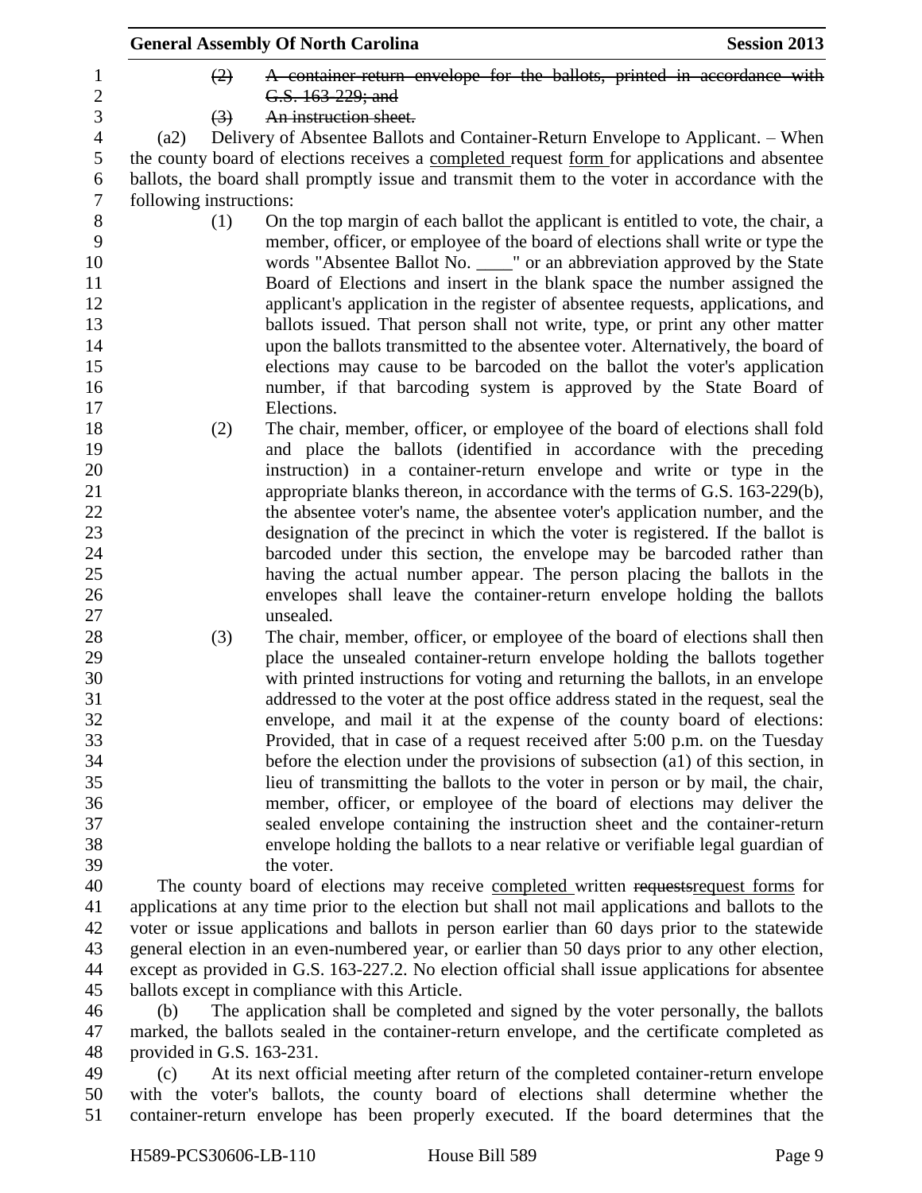(2) ~~A container-return envelope for the ballots, printed in accordance with G.S. 163-229; and~~

(3) ~~An instruction sheet.~~

(a2) Delivery of Absentee Ballots and Container-Return Envelope to Applicant. – When the county board of elections receives a <u>completed</u> request <u>form</u> for applications and absentee ballots, the board shall promptly issue and transmit them to the voter in accordance with the following instructions:

(1) On the top margin of each ballot the applicant is entitled to vote, the chair, a member, officer, or employee of the board of elections shall write or type the words "Absentee Ballot No. ____" or an abbreviation approved by the State Board of Elections and insert in the blank space the number assigned the applicant's application in the register of absentee requests, applications, and ballots issued. That person shall not write, type, or print any other matter upon the ballots transmitted to the absentee voter. Alternatively, the board of elections may cause to be barcoded on the ballot the voter's application number, if that barcoding system is approved by the State Board of Elections.

(2) The chair, member, officer, or employee of the board of elections shall fold and place the ballots (identified in accordance with the preceding instruction) in a container-return envelope and write or type in the appropriate blanks thereon, in accordance with the terms of G.S. 163-229(b), the absentee voter's name, the absentee voter's application number, and the designation of the precinct in which the voter is registered. If the ballot is barcoded under this section, the envelope may be barcoded rather than having the actual number appear. The person placing the ballots in the envelopes shall leave the container-return envelope holding the ballots unsealed.

(3) The chair, member, officer, or employee of the board of elections shall then place the unsealed container-return envelope holding the ballots together with printed instructions for voting and returning the ballots, in an envelope addressed to the voter at the post office address stated in the request, seal the envelope, and mail it at the expense of the county board of elections: Provided, that in case of a request received after 5:00 p.m. on the Tuesday before the election under the provisions of subsection (a1) of this section, in lieu of transmitting the ballots to the voter in person or by mail, the chair, member, officer, or employee of the board of elections may deliver the sealed envelope containing the instruction sheet and the container-return envelope holding the ballots to a near relative or verifiable legal guardian of the voter.

The county board of elections may receive <u>completed</u> written ~~requests~~<u>request forms</u> for applications at any time prior to the election but shall not mail applications and ballots to the voter or issue applications and ballots in person earlier than 60 days prior to the statewide general election in an even-numbered year, or earlier than 50 days prior to any other election, except as provided in G.S. 163-227.2. No election official shall issue applications for absentee ballots except in compliance with this Article.

(b) The application shall be completed and signed by the voter personally, the ballots marked, the ballots sealed in the container-return envelope, and the certificate completed as provided in G.S. 163-231.

(c) At its next official meeting after return of the completed container-return envelope with the voter's ballots, the county board of elections shall determine whether the container-return envelope has been properly executed. If the board determines that the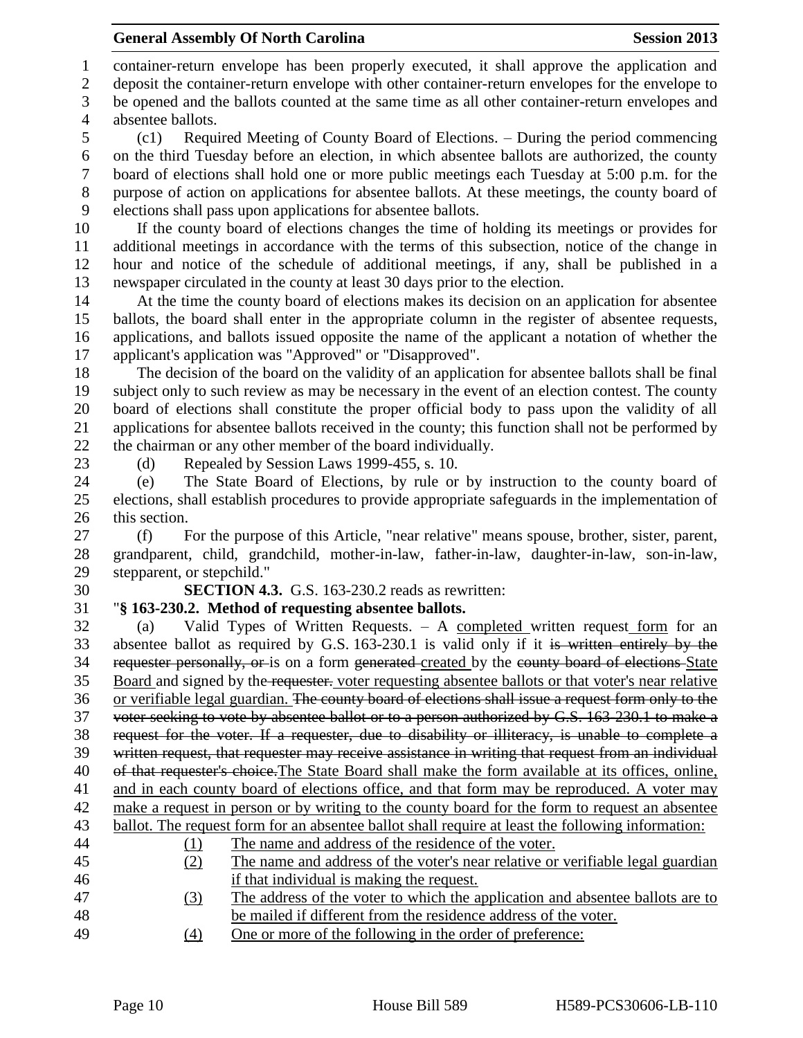container-return envelope has been properly executed, it shall approve the application and deposit the container-return envelope with other container-return envelopes for the envelope to be opened and the ballots counted at the same time as all other container-return envelopes and absentee ballots.

(c1) Required Meeting of County Board of Elections. – During the period commencing on the third Tuesday before an election, in which absentee ballots are authorized, the county board of elections shall hold one or more public meetings each Tuesday at 5:00 p.m. for the purpose of action on applications for absentee ballots. At these meetings, the county board of elections shall pass upon applications for absentee ballots.

If the county board of elections changes the time of holding its meetings or provides for additional meetings in accordance with the terms of this subsection, notice of the change in hour and notice of the schedule of additional meetings, if any, shall be published in a newspaper circulated in the county at least 30 days prior to the election.

At the time the county board of elections makes its decision on an application for absentee ballots, the board shall enter in the appropriate column in the register of absentee requests, applications, and ballots issued opposite the name of the applicant a notation of whether the applicant's application was "Approved" or "Disapproved".

The decision of the board on the validity of an application for absentee ballots shall be final subject only to such review as may be necessary in the event of an election contest. The county board of elections shall constitute the proper official body to pass upon the validity of all applications for absentee ballots received in the county; this function shall not be performed by the chairman or any other member of the board individually.

(d) Repealed by Session Laws 1999-455, s. 10.

(e) The State Board of Elections, by rule or by instruction to the county board of elections, shall establish procedures to provide appropriate safeguards in the implementation of this section.

(f) For the purpose of this Article, "near relative" means spouse, brother, sister, parent, grandparent, child, grandchild, mother-in-law, father-in-law, daughter-in-law, son-in-law, stepparent, or stepchild."

**SECTION 4.3.** G.S. 163-230.2 reads as rewritten:

"**§ 163-230.2. Method of requesting absentee ballots.**

(a) Valid Types of Written Requests. – A completed written request form for an absentee ballot as required by G.S. 163-230.1 is valid only if it ~~is written entirely by the requester personally, or~~ is on a form ~~generated~~ created by the ~~county board of elections~~ State Board and signed by the ~~requester.~~ voter requesting absentee ballots or that voter's near relative or verifiable legal guardian. ~~The county board of elections shall issue a request form only to the voter seeking to vote by absentee ballot or to a person authorized by G.S. 163-230.1 to make a request for the voter. If a requester, due to disability or illiteracy, is unable to complete a written request, that requester may receive assistance in writing that request from an individual of that requester's choice.~~The State Board shall make the form available at its offices, online, and in each county board of elections office, and that form may be reproduced. A voter may make a request in person or by writing to the county board for the form to request an absentee ballot. The request form for an absentee ballot shall require at least the following information:

(1) The name and address of the residence of the voter.
(2) The name and address of the voter's near relative or verifiable legal guardian if that individual is making the request.
(3) The address of the voter to which the application and absentee ballots are to be mailed if different from the residence address of the voter.
(4) One or more of the following in the order of preference: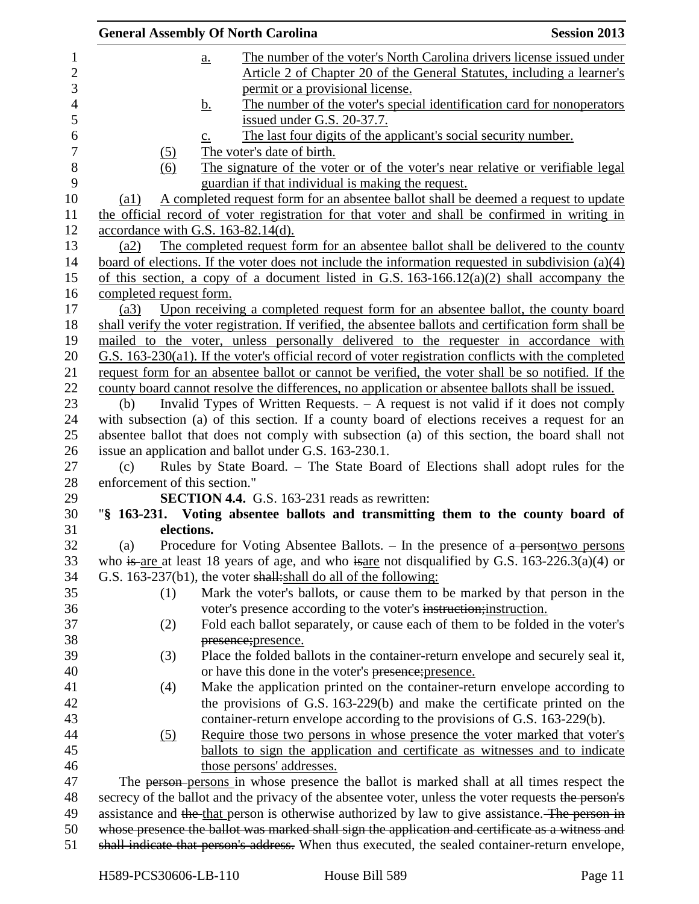a. The number of the voter's North Carolina drivers license issued under Article 2 of Chapter 20 of the General Statutes, including a learner's permit or a provisional license.

b. The number of the voter's special identification card for nonoperators issued under G.S. 20-37.7.

c. The last four digits of the applicant's social security number.

(5) The voter's date of birth.

(6) The signature of the voter or of the voter's near relative or verifiable legal guardian if that individual is making the request.

(a1) A completed request form for an absentee ballot shall be deemed a request to update the official record of voter registration for that voter and shall be confirmed in writing in accordance with G.S. 163-82.14(d).

(a2) The completed request form for an absentee ballot shall be delivered to the county board of elections. If the voter does not include the information requested in subdivision (a)(4) of this section, a copy of a document listed in G.S. 163-166.12(a)(2) shall accompany the completed request form.

(a3) Upon receiving a completed request form for an absentee ballot, the county board shall verify the voter registration. If verified, the absentee ballots and certification form shall be mailed to the voter, unless personally delivered to the requester in accordance with G.S. 163-230(a1). If the voter's official record of voter registration conflicts with the completed request form for an absentee ballot or cannot be verified, the voter shall be so notified. If the county board cannot resolve the differences, no application or absentee ballots shall be issued.

(b) Invalid Types of Written Requests. – A request is not valid if it does not comply with subsection (a) of this section. If a county board of elections receives a request for an absentee ballot that does not comply with subsection (a) of this section, the board shall not issue an application and ballot under G.S. 163-230.1.

(c) Rules by State Board. – The State Board of Elections shall adopt rules for the enforcement of this section."

**SECTION 4.4.** G.S. 163-231 reads as rewritten:

"**§ 163-231. Voting absentee ballots and transmitting them to the county board of elections.**

(a) Procedure for Voting Absentee Ballots. – In the presence of ~~a person~~two persons who ~~is~~ are at least 18 years of age, and who ~~is~~are not disqualified by G.S. 163-226.3(a)(4) or G.S. 163-237(b1), the voter ~~shall:~~shall do all of the following:

(1) Mark the voter's ballots, or cause them to be marked by that person in the voter's presence according to the voter's ~~instruction;~~instruction.

(2) Fold each ballot separately, or cause each of them to be folded in the voter's ~~presence;~~presence.

(3) Place the folded ballots in the container-return envelope and securely seal it, or have this done in the voter's ~~presence;~~presence.

(4) Make the application printed on the container-return envelope according to the provisions of G.S. 163-229(b) and make the certificate printed on the container-return envelope according to the provisions of G.S. 163-229(b).

(5) Require those two persons in whose presence the voter marked that voter's ballots to sign the application and certificate as witnesses and to indicate those persons' addresses.

The ~~person~~ persons in whose presence the ballot is marked shall at all times respect the secrecy of the ballot and the privacy of the absentee voter, unless the voter requests ~~the person's~~ assistance and ~~the~~ that person is otherwise authorized by law to give assistance. ~~The person in whose presence the ballot was marked shall sign the application and certificate as a witness and shall indicate that person's address.~~ When thus executed, the sealed container-return envelope,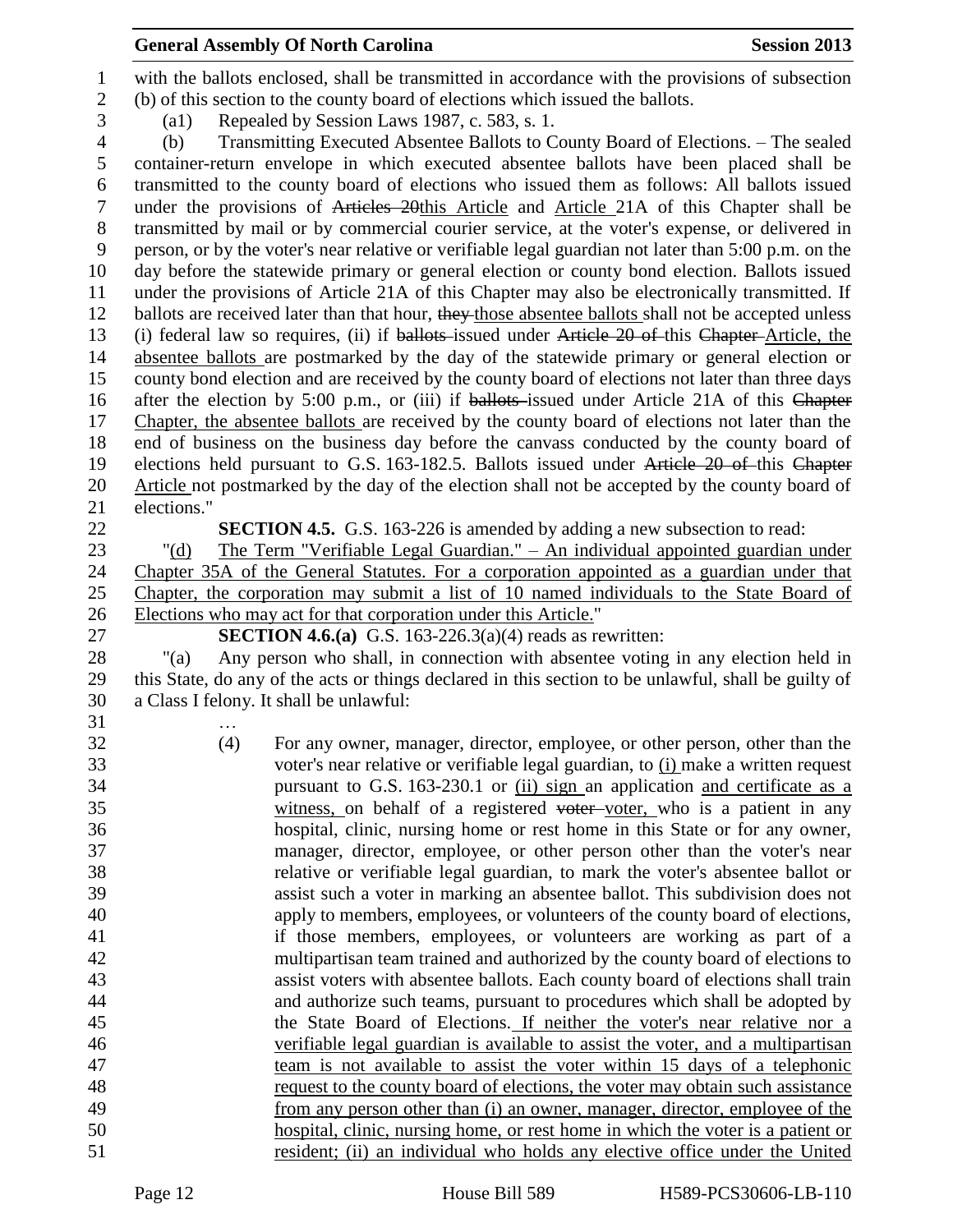with the ballots enclosed, shall be transmitted in accordance with the provisions of subsection (b) of this section to the county board of elections which issued the ballots.

(a1) Repealed by Session Laws 1987, c. 583, s. 1.

(b) Transmitting Executed Absentee Ballots to County Board of Elections. – The sealed container-return envelope in which executed absentee ballots have been placed shall be transmitted to the county board of elections who issued them as follows: All ballots issued under the provisions of ~~Articles 20~~this Article and Article 21A of this Chapter shall be transmitted by mail or by commercial courier service, at the voter's expense, or delivered in person, or by the voter's near relative or verifiable legal guardian not later than 5:00 p.m. on the day before the statewide primary or general election or county bond election. Ballots issued under the provisions of Article 21A of this Chapter may also be electronically transmitted. If ballots are received later than that hour, ~~they~~ those absentee ballots shall not be accepted unless (i) federal law so requires, (ii) if ~~ballots~~ issued under ~~Article 20 of~~ this ~~Chapter~~ Article, the absentee ballots are postmarked by the day of the statewide primary or general election or county bond election and are received by the county board of elections not later than three days after the election by 5:00 p.m., or (iii) if ~~ballots~~ issued under Article 21A of this ~~Chapter~~ Chapter, the absentee ballots are received by the county board of elections not later than the end of business on the business day before the canvass conducted by the county board of elections held pursuant to G.S. 163-182.5. Ballots issued under ~~Article 20 of~~ this ~~Chapter~~ Article not postmarked by the day of the election shall not be accepted by the county board of elections."

**SECTION 4.5.** G.S. 163-226 is amended by adding a new subsection to read:

"(d) The Term "Verifiable Legal Guardian." – An individual appointed guardian under Chapter 35A of the General Statutes. For a corporation appointed as a guardian under that Chapter, the corporation may submit a list of 10 named individuals to the State Board of Elections who may act for that corporation under this Article."

**SECTION 4.6.(a)** G.S. 163-226.3(a)(4) reads as rewritten:

"(a) Any person who shall, in connection with absentee voting in any election held in this State, do any of the acts or things declared in this section to be unlawful, shall be guilty of a Class I felony. It shall be unlawful:

…

(4) For any owner, manager, director, employee, or other person, other than the voter's near relative or verifiable legal guardian, to (i) make a written request pursuant to G.S. 163-230.1 or (ii) sign an application and certificate as a witness, on behalf of a registered ~~voter~~ voter, who is a patient in any hospital, clinic, nursing home or rest home in this State or for any owner, manager, director, employee, or other person other than the voter's near relative or verifiable legal guardian, to mark the voter's absentee ballot or assist such a voter in marking an absentee ballot. This subdivision does not apply to members, employees, or volunteers of the county board of elections, if those members, employees, or volunteers are working as part of a multipartisan team trained and authorized by the county board of elections to assist voters with absentee ballots. Each county board of elections shall train and authorize such teams, pursuant to procedures which shall be adopted by the State Board of Elections. If neither the voter's near relative nor a verifiable legal guardian is available to assist the voter, and a multipartisan team is not available to assist the voter within 15 days of a telephonic request to the county board of elections, the voter may obtain such assistance from any person other than (i) an owner, manager, director, employee of the hospital, clinic, nursing home, or rest home in which the voter is a patient or resident; (ii) an individual who holds any elective office under the United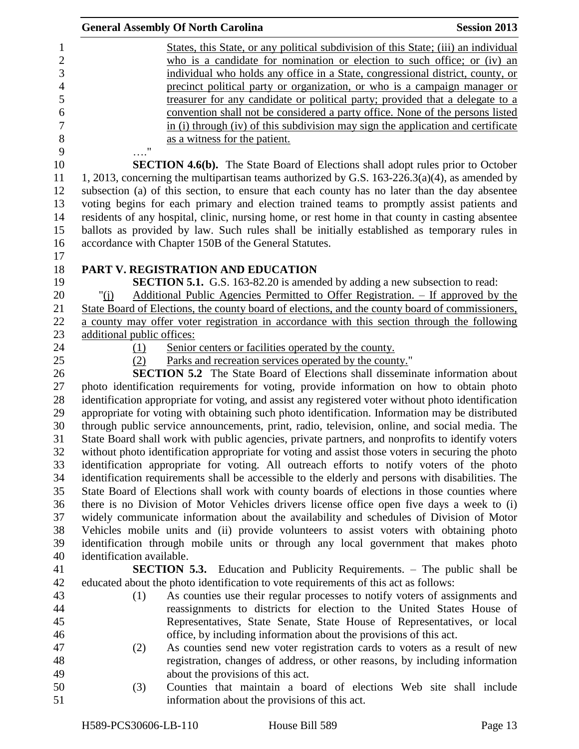States, this State, or any political subdivision of this State; (iii) an individual who is a candidate for nomination or election to such office; or (iv) an individual who holds any office in a State, congressional district, county, or precinct political party or organization, or who is a campaign manager or treasurer for any candidate or political party; provided that a delegate to a convention shall not be considered a party office. None of the persons listed in (i) through (iv) of this subdivision may sign the application and certificate as a witness for the patient.

…."

**SECTION 4.6(b).** The State Board of Elections shall adopt rules prior to October 1, 2013, concerning the multipartisan teams authorized by G.S. 163-226.3(a)(4), as amended by subsection (a) of this section, to ensure that each county has no later than the day absentee voting begins for each primary and election trained teams to promptly assist patients and residents of any hospital, clinic, nursing home, or rest home in that county in casting absentee ballots as provided by law. Such rules shall be initially established as temporary rules in accordance with Chapter 150B of the General Statutes.

## PART V. REGISTRATION AND EDUCATION

**SECTION 5.1.** G.S. 163-82.20 is amended by adding a new subsection to read:

"(j) Additional Public Agencies Permitted to Offer Registration. – If approved by the State Board of Elections, the county board of elections, and the county board of commissioners, a county may offer voter registration in accordance with this section through the following additional public offices:

(1) Senior centers or facilities operated by the county.
(2) Parks and recreation services operated by the county."

**SECTION 5.2** The State Board of Elections shall disseminate information about photo identification requirements for voting, provide information on how to obtain photo identification appropriate for voting, and assist any registered voter without photo identification appropriate for voting with obtaining such photo identification. Information may be distributed through public service announcements, print, radio, television, online, and social media. The State Board shall work with public agencies, private partners, and nonprofits to identify voters without photo identification appropriate for voting and assist those voters in securing the photo identification appropriate for voting. All outreach efforts to notify voters of the photo identification requirements shall be accessible to the elderly and persons with disabilities. The State Board of Elections shall work with county boards of elections in those counties where there is no Division of Motor Vehicles drivers license office open five days a week to (i) widely communicate information about the availability and schedules of Division of Motor Vehicles mobile units and (ii) provide volunteers to assist voters with obtaining photo identification through mobile units or through any local government that makes photo identification available.

**SECTION 5.3.** Education and Publicity Requirements. – The public shall be educated about the photo identification to vote requirements of this act as follows:

(1) As counties use their regular processes to notify voters of assignments and reassignments to districts for election to the United States House of Representatives, State Senate, State House of Representatives, or local office, by including information about the provisions of this act.
(2) As counties send new voter registration cards to voters as a result of new registration, changes of address, or other reasons, by including information about the provisions of this act.
(3) Counties that maintain a board of elections Web site shall include information about the provisions of this act.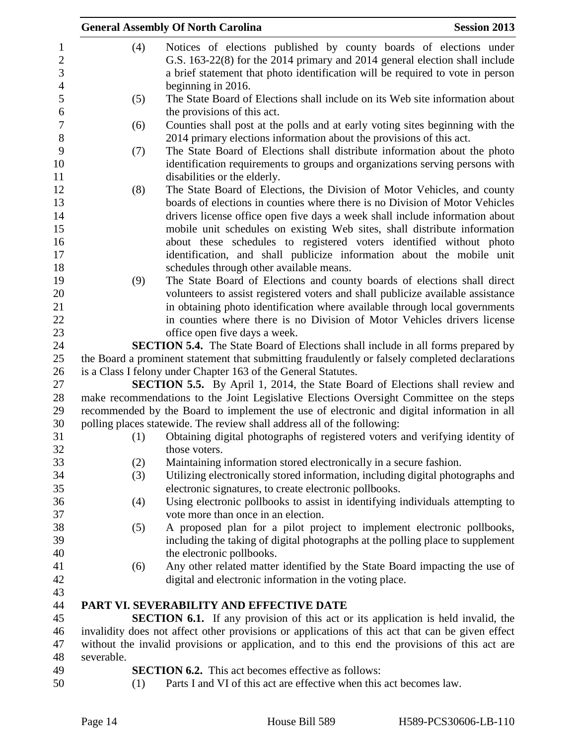(4) Notices of elections published by county boards of elections under G.S. 163-22(8) for the 2014 primary and 2014 general election shall include a brief statement that photo identification will be required to vote in person beginning in 2016.

(5) The State Board of Elections shall include on its Web site information about the provisions of this act.

(6) Counties shall post at the polls and at early voting sites beginning with the 2014 primary elections information about the provisions of this act.

(7) The State Board of Elections shall distribute information about the photo identification requirements to groups and organizations serving persons with disabilities or the elderly.

(8) The State Board of Elections, the Division of Motor Vehicles, and county boards of elections in counties where there is no Division of Motor Vehicles drivers license office open five days a week shall include information about mobile unit schedules on existing Web sites, shall distribute information about these schedules to registered voters identified without photo identification, and shall publicize information about the mobile unit schedules through other available means.

(9) The State Board of Elections and county boards of elections shall direct volunteers to assist registered voters and shall publicize available assistance in obtaining photo identification where available through local governments in counties where there is no Division of Motor Vehicles drivers license office open five days a week.

**SECTION 5.4.** The State Board of Elections shall include in all forms prepared by the Board a prominent statement that submitting fraudulently or falsely completed declarations is a Class I felony under Chapter 163 of the General Statutes.

**SECTION 5.5.** By April 1, 2014, the State Board of Elections shall review and make recommendations to the Joint Legislative Elections Oversight Committee on the steps recommended by the Board to implement the use of electronic and digital information in all polling places statewide. The review shall address all of the following:

(1) Obtaining digital photographs of registered voters and verifying identity of those voters.

(2) Maintaining information stored electronically in a secure fashion.

(3) Utilizing electronically stored information, including digital photographs and electronic signatures, to create electronic pollbooks.

(4) Using electronic pollbooks to assist in identifying individuals attempting to vote more than once in an election.

(5) A proposed plan for a pilot project to implement electronic pollbooks, including the taking of digital photographs at the polling place to supplement the electronic pollbooks.

(6) Any other related matter identified by the State Board impacting the use of digital and electronic information in the voting place.

## PART VI. SEVERABILITY AND EFFECTIVE DATE

**SECTION 6.1.** If any provision of this act or its application is held invalid, the invalidity does not affect other provisions or applications of this act that can be given effect without the invalid provisions or application, and to this end the provisions of this act are severable.

**SECTION 6.2.** This act becomes effective as follows:

(1) Parts I and VI of this act are effective when this act becomes law.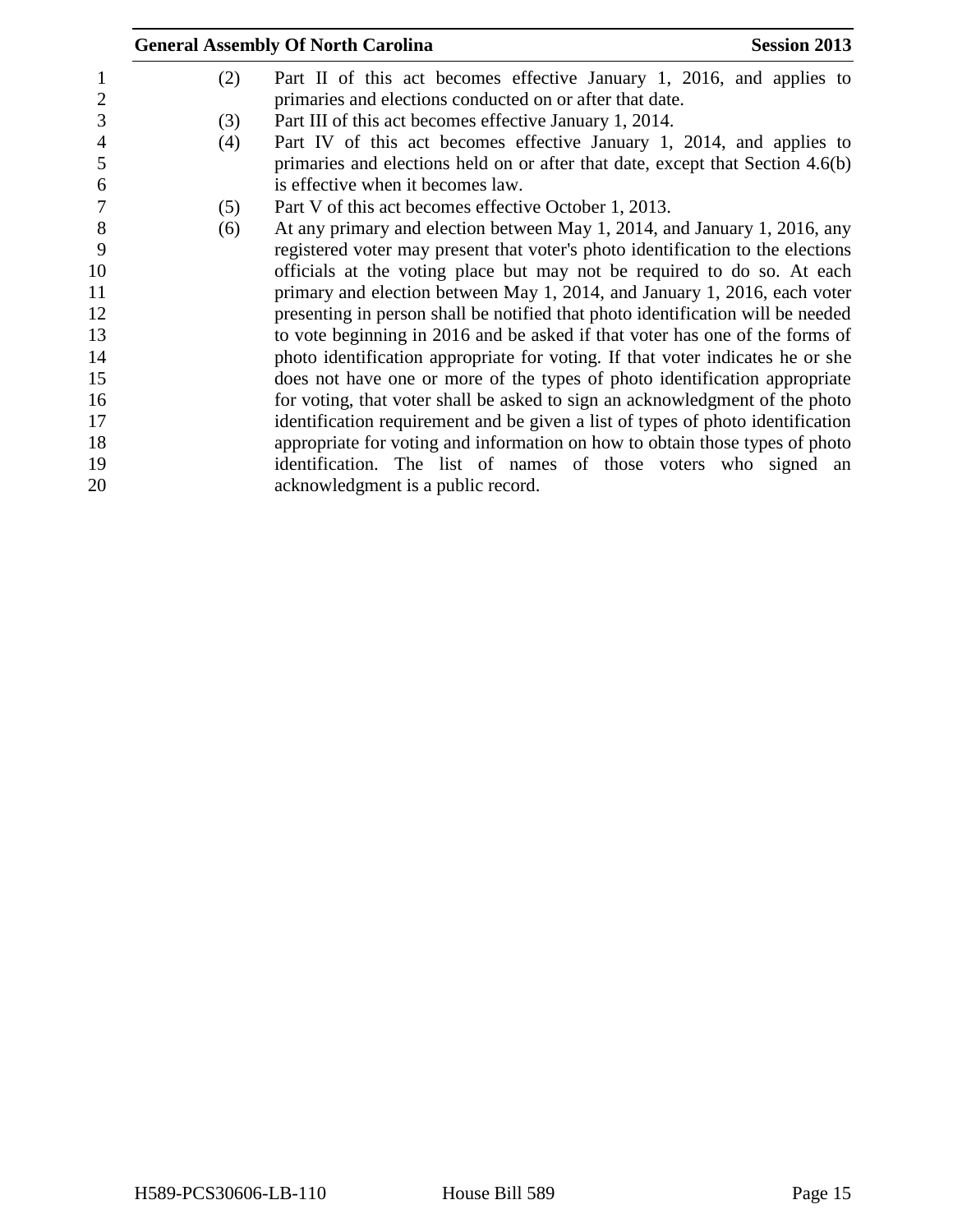(2) Part II of this act becomes effective January 1, 2016, and applies to primaries and elections conducted on or after that date.

(3) Part III of this act becomes effective January 1, 2014.

(4) Part IV of this act becomes effective January 1, 2014, and applies to primaries and elections held on or after that date, except that Section 4.6(b) is effective when it becomes law.

(5) Part V of this act becomes effective October 1, 2013.

(6) At any primary and election between May 1, 2014, and January 1, 2016, any registered voter may present that voter's photo identification to the elections officials at the voting place but may not be required to do so. At each primary and election between May 1, 2014, and January 1, 2016, each voter presenting in person shall be notified that photo identification will be needed to vote beginning in 2016 and be asked if that voter has one of the forms of photo identification appropriate for voting. If that voter indicates he or she does not have one or more of the types of photo identification appropriate for voting, that voter shall be asked to sign an acknowledgment of the photo identification requirement and be given a list of types of photo identification appropriate for voting and information on how to obtain those types of photo identification. The list of names of those voters who signed an acknowledgment is a public record.